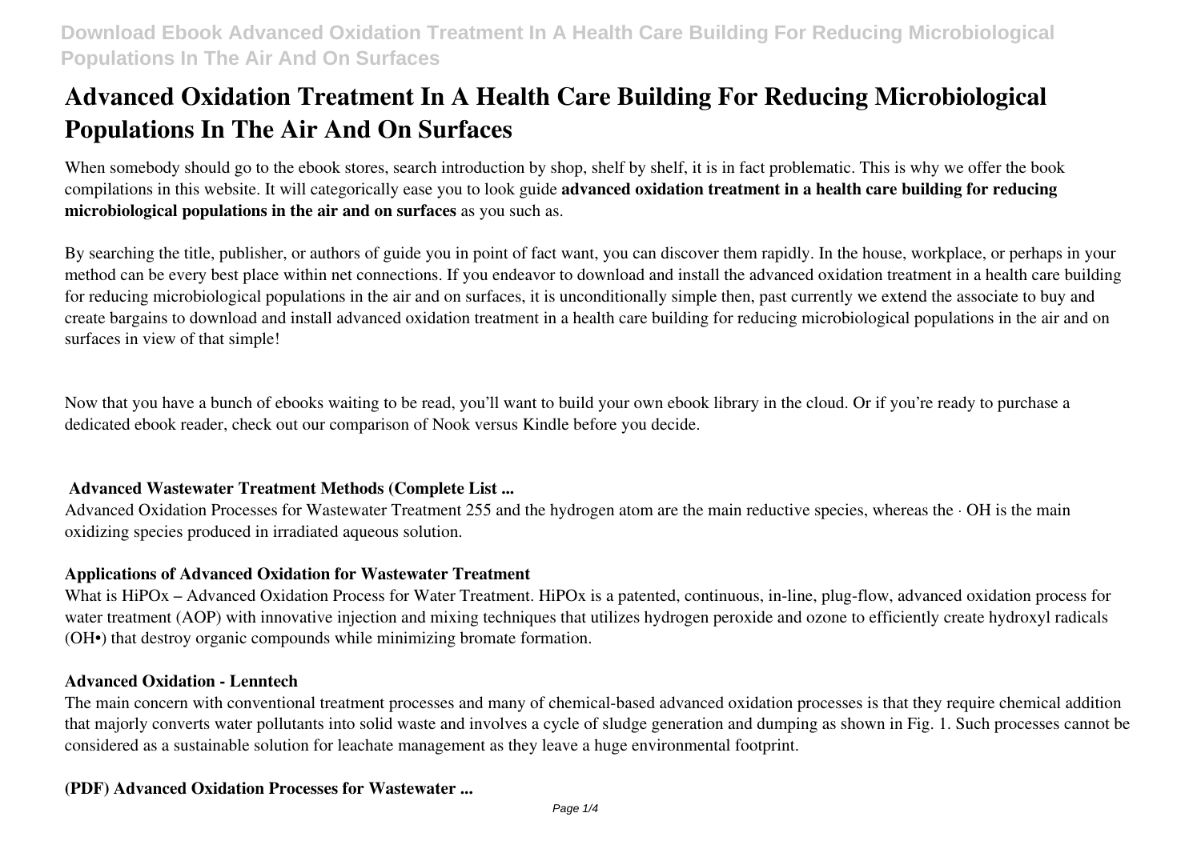# Advanced Oxidation Treatment In A Health Care Building For Reducing Microbiological Populations In The Air And On Surfaces

When somebody should go to the ebook stores, search introduction by shop, shelf by shelf, it is in fact problematic. This is why we offer the book compilations in this website. It will categorically ease you to look guide **advanced oxidation treatment in a health care building for reducing microbiological populations in the air and on surfaces** as you such as.

By searching the title, publisher, or authors of guide you in point of fact want, you can discover them rapidly. In the house, workplace, or perhaps in your method can be every best place within net connections. If you endeavor to download and install the advanced oxidation treatment in a health care building for reducing microbiological populations in the air and on surfaces, it is unconditionally simple then, past currently we extend the associate to buy and create bargains to download and install advanced oxidation treatment in a health care building for reducing microbiological populations in the air and on surfaces in view of that simple!

Now that you have a bunch of ebooks waiting to be read, you'll want to build your own ebook library in the cloud. Or if you're ready to purchase a dedicated ebook reader, check out our comparison of Nook versus Kindle before you decide.

### Advanced Wastewater Treatment Methods (Complete List ...

Advanced Oxidation Processes for Wastewater Treatment 255 and the hydrogen atom are the main reductive species, whereas the · OH is the main oxidizing species produced in irradiated aqueous solution.

### Applications of Advanced Oxidation for Wastewater Treatment

What is HiPOx – Advanced Oxidation Process for Water Treatment. HiPOx is a patented, continuous, in-line, plug-flow, advanced oxidation process for water treatment (AOP) with innovative injection and mixing techniques that utilizes hydrogen peroxide and ozone to efficiently create hydroxyl radicals (OH•) that destroy organic compounds while minimizing bromate formation.

### Advanced Oxidation - Lenntech

The main concern with conventional treatment processes and many of chemical-based advanced oxidation processes is that they require chemical addition that majorly converts water pollutants into solid waste and involves a cycle of sludge generation and dumping as shown in Fig. 1. Such processes cannot be considered as a sustainable solution for leachate management as they leave a huge environmental footprint.

### (PDF) Advanced Oxidation Processes for Wastewater ...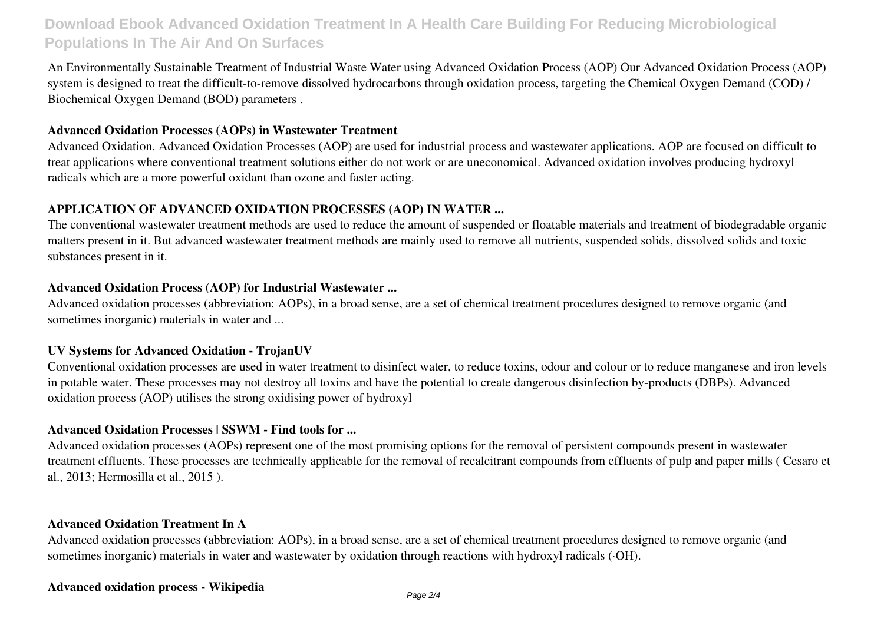An Environmentally Sustainable Treatment of Industrial Waste Water using Advanced Oxidation Process (AOP) Our Advanced Oxidation Process (AOP) system is designed to treat the difficult-to-remove dissolved hydrocarbons through oxidation process, targeting the Chemical Oxygen Demand (COD) / Biochemical Oxygen Demand (BOD) parameters .

**Advanced Oxidation Processes (AOPs) in Wastewater Treatment**

Advanced Oxidation. Advanced Oxidation Processes (AOP) are used for industrial process and wastewater applications. AOP are focused on difficult to treat applications where conventional treatment solutions either do not work or are uneconomical. Advanced oxidation involves producing hydroxyl radicals which are a more powerful oxidant than ozone and faster acting.

**APPLICATION OF ADVANCED OXIDATION PROCESSES (AOP) IN WATER ...**

The conventional wastewater treatment methods are used to reduce the amount of suspended or floatable materials and treatment of biodegradable organic matters present in it. But advanced wastewater treatment methods are mainly used to remove all nutrients, suspended solids, dissolved solids and toxic substances present in it.

**Advanced Oxidation Process (AOP) for Industrial Wastewater ...**

Advanced oxidation processes (abbreviation: AOPs), in a broad sense, are a set of chemical treatment procedures designed to remove organic (and sometimes inorganic) materials in water and ...

**UV Systems for Advanced Oxidation - TrojanUV**

Conventional oxidation processes are used in water treatment to disinfect water, to reduce toxins, odour and colour or to reduce manganese and iron levels in potable water. These processes may not destroy all toxins and have the potential to create dangerous disinfection by-products (DBPs). Advanced oxidation process (AOP) utilises the strong oxidising power of hydroxyl

**Advanced Oxidation Processes | SSWM - Find tools for ...**

Advanced oxidation processes (AOPs) represent one of the most promising options for the removal of persistent compounds present in wastewater treatment effluents. These processes are technically applicable for the removal of recalcitrant compounds from effluents of pulp and paper mills ( Cesaro et al., 2013; Hermosilla et al., 2015 ).

**Advanced Oxidation Treatment In A**

Advanced oxidation processes (abbreviation: AOPs), in a broad sense, are a set of chemical treatment procedures designed to remove organic (and sometimes inorganic) materials in water and wastewater by oxidation through reactions with hydroxyl radicals (·OH).

**Advanced oxidation process - Wikipedia**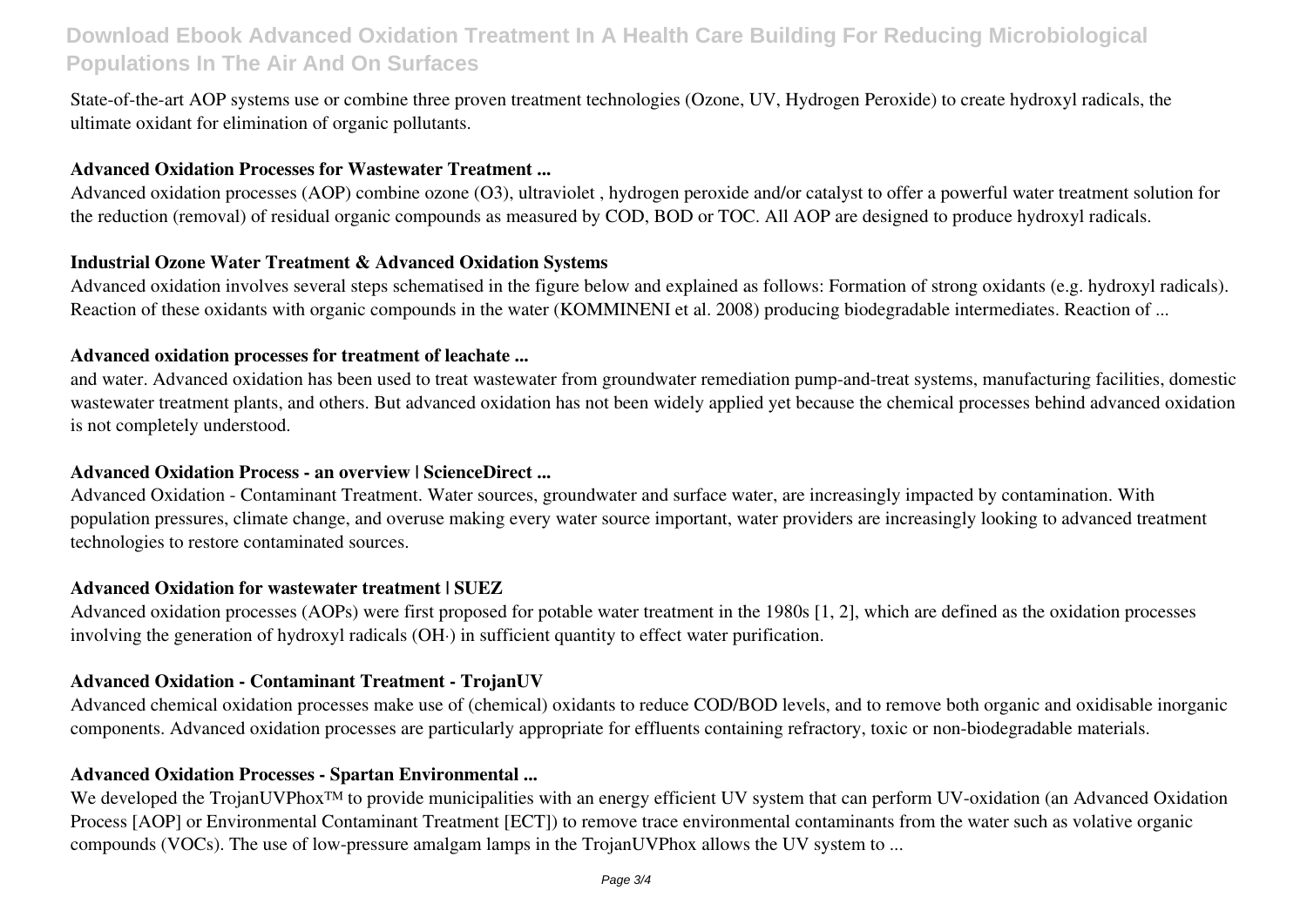State-of-the-art AOP systems use or combine three proven treatment technologies (Ozone, UV, Hydrogen Peroxide) to create hydroxyl radicals, the ultimate oxidant for elimination of organic pollutants.

**Advanced Oxidation Processes for Wastewater Treatment ...**

Advanced oxidation processes (AOP) combine ozone ($O_3$), ultraviolet , hydrogen peroxide and/or catalyst to offer a powerful water treatment solution for the reduction (removal) of residual organic compounds as measured by COD, BOD or TOC. All AOP are designed to produce hydroxyl radicals.

**Industrial Ozone Water Treatment & Advanced Oxidation Systems**

Advanced oxidation involves several steps schematised in the figure below and explained as follows: Formation of strong oxidants (e.g. hydroxyl radicals). Reaction of these oxidants with organic compounds in the water (KOMMINENI et al. 2008) producing biodegradable intermediates. Reaction of ...

**Advanced oxidation processes for treatment of leachate ...**

and water. Advanced oxidation has been used to treat wastewater from groundwater remediation pump-and-treat systems, manufacturing facilities, domestic wastewater treatment plants, and others. But advanced oxidation has not been widely applied yet because the chemical processes behind advanced oxidation is not completely understood.

**Advanced Oxidation Process - an overview | ScienceDirect ...**

Advanced Oxidation - Contaminant Treatment. Water sources, groundwater and surface water, are increasingly impacted by contamination. With population pressures, climate change, and overuse making every water source important, water providers are increasingly looking to advanced treatment technologies to restore contaminated sources.

**Advanced Oxidation for wastewater treatment | SUEZ**

Advanced oxidation processes (AOPs) were first proposed for potable water treatment in the 1980s [1, 2], which are defined as the oxidation processes involving the generation of hydroxyl radicals (OH·) in sufficient quantity to effect water purification.

**Advanced Oxidation - Contaminant Treatment - TrojanUV**

Advanced chemical oxidation processes make use of (chemical) oxidants to reduce COD/BOD levels, and to remove both organic and oxidisable inorganic components. Advanced oxidation processes are particularly appropriate for effluents containing refractory, toxic or non-biodegradable materials.

**Advanced Oxidation Processes - Spartan Environmental ...**

We developed the TrojanUVPhox™ to provide municipalities with an energy efficient UV system that can perform UV-oxidation (an Advanced Oxidation Process [AOP] or Environmental Contaminant Treatment [ECT]) to remove trace environmental contaminants from the water such as volative organic compounds (VOCs). The use of low-pressure amalgam lamps in the TrojanUVPhox allows the UV system to ...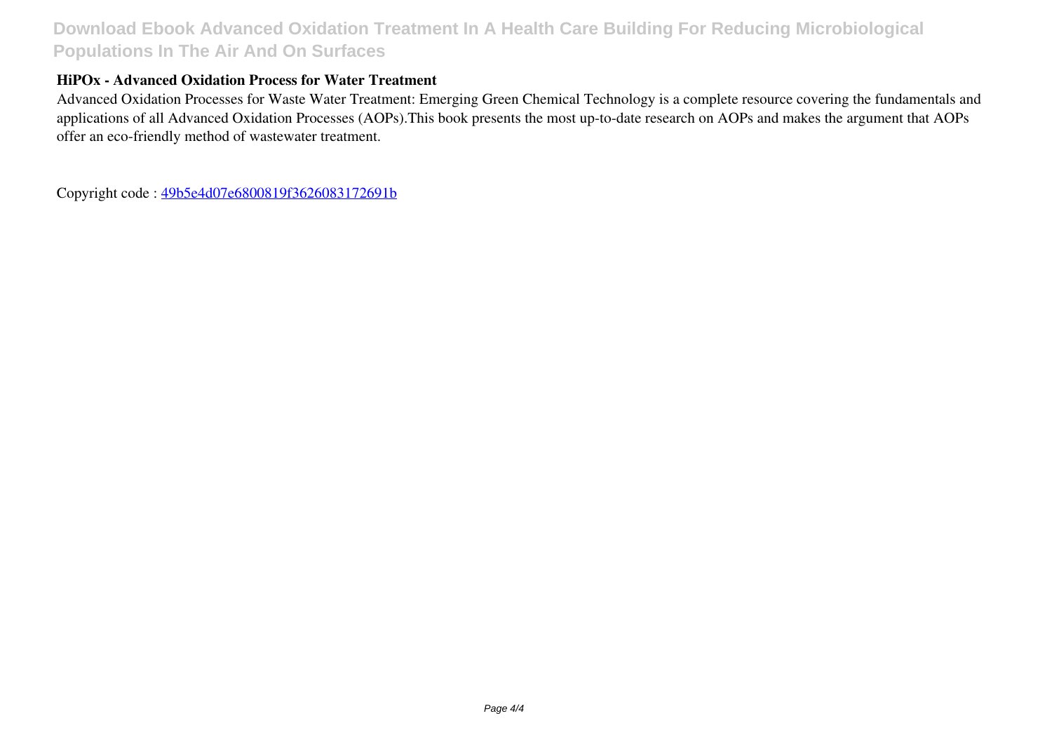**HiPOx - Advanced Oxidation Process for Water Treatment**

Advanced Oxidation Processes for Waste Water Treatment: Emerging Green Chemical Technology is a complete resource covering the fundamentals and applications of all Advanced Oxidation Processes (AOPs).This book presents the most up-to-date research on AOPs and makes the argument that AOPs offer an eco-friendly method of wastewater treatment.

Copyright code : 49b5e4d07e6800819f3626083172691b